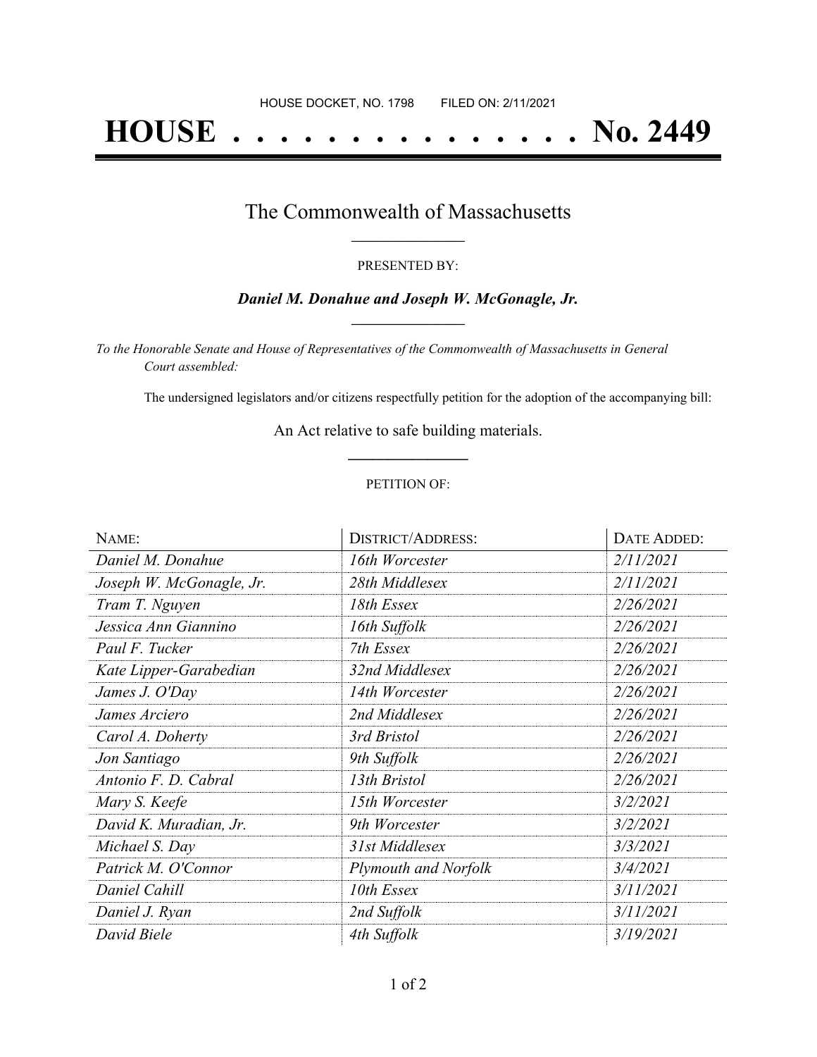HOUSE DOCKET, NO. 1798 FILED ON: 2/11/2021

# HOUSE . . . . . . . . . . . . . . . No. 2449

## The Commonwealth of Massachusetts

PRESENTED BY:

***Daniel M. Donahue and Joseph W. McGonagle, Jr.***

*To the Honorable Senate and House of Representatives of the Commonwealth of Massachusetts in General Court assembled:*

The undersigned legislators and/or citizens respectfully petition for the adoption of the accompanying bill:

An Act relative to safe building materials.

PETITION OF:

| NAME: | DISTRICT/ADDRESS: | DATE ADDED: |
|---|---|---|
| *Daniel M. Donahue* | *16th Worcester* | *2/11/2021* |
| *Joseph W. McGonagle, Jr.* | *28th Middlesex* | *2/11/2021* |
| *Tram T. Nguyen* | *18th Essex* | *2/26/2021* |
| *Jessica Ann Giannino* | *16th Suffolk* | *2/26/2021* |
| *Paul F. Tucker* | *7th Essex* | *2/26/2021* |
| *Kate Lipper-Garabedian* | *32nd Middlesex* | *2/26/2021* |
| *James J. O'Day* | *14th Worcester* | *2/26/2021* |
| *James Arciero* | *2nd Middlesex* | *2/26/2021* |
| *Carol A. Doherty* | *3rd Bristol* | *2/26/2021* |
| *Jon Santiago* | *9th Suffolk* | *2/26/2021* |
| *Antonio F. D. Cabral* | *13th Bristol* | *2/26/2021* |
| *Mary S. Keefe* | *15th Worcester* | *3/2/2021* |
| *David K. Muradian, Jr.* | *9th Worcester* | *3/2/2021* |
| *Michael S. Day* | *31st Middlesex* | *3/3/2021* |
| *Patrick M. O'Connor* | *Plymouth and Norfolk* | *3/4/2021* |
| *Daniel Cahill* | *10th Essex* | *3/11/2021* |
| *Daniel J. Ryan* | *2nd Suffolk* | *3/11/2021* |
| *David Biele* | *4th Suffolk* | *3/19/2021* |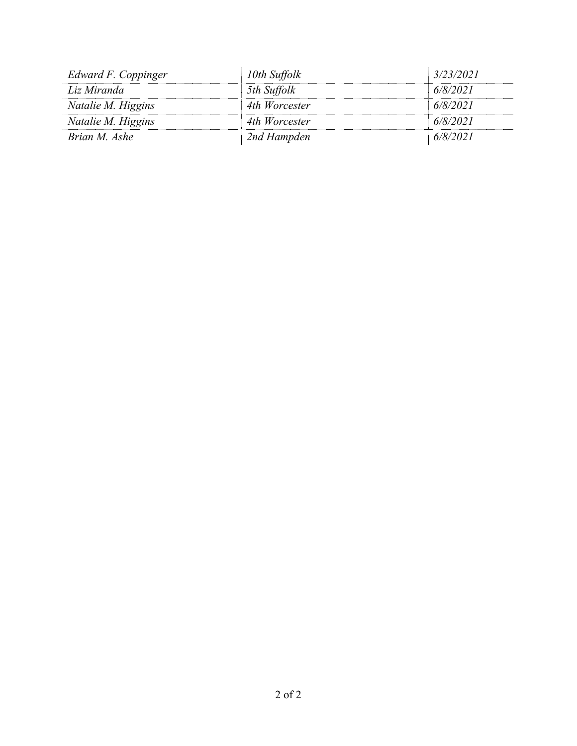| | | |
|---|---|---|
| *Edward F. Coppinger* | *10th Suffolk* | *3/23/2021* |
| *Liz Miranda* | *5th Suffolk* | *6/8/2021* |
| *Natalie M. Higgins* | *4th Worcester* | *6/8/2021* |
| *Natalie M. Higgins* | *4th Worcester* | *6/8/2021* |
| *Brian M. Ashe* | *2nd Hampden* | *6/8/2021* |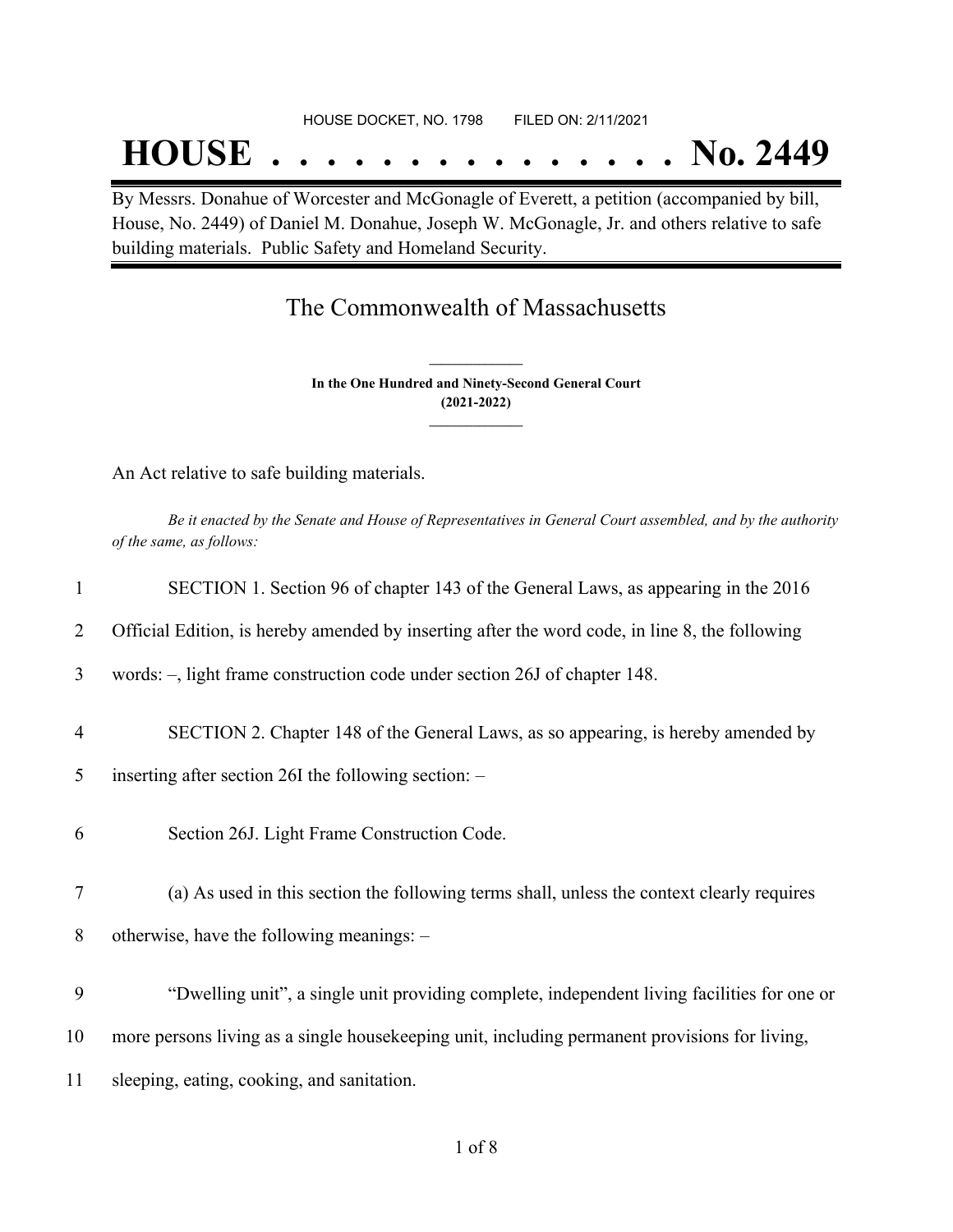HOUSE DOCKET, NO. 1798 FILED ON: 2/11/2021

# HOUSE . . . . . . . . . . . . . . . No. 2449

By Messrs. Donahue of Worcester and McGonagle of Everett, a petition (accompanied by bill, House, No. 2449) of Daniel M. Donahue, Joseph W. McGonagle, Jr. and others relative to safe building materials. Public Safety and Homeland Security.

## The Commonwealth of Massachusetts

**In the One Hundred and Ninety-Second General Court**
**(2021-2022)**

An Act relative to safe building materials.

*Be it enacted by the Senate and House of Representatives in General Court assembled, and by the authority of the same, as follows:*

1 SECTION 1. Section 96 of chapter 143 of the General Laws, as appearing in the 2016
2 Official Edition, is hereby amended by inserting after the word code, in line 8, the following
3 words: –, light frame construction code under section 26J of chapter 148.

4 SECTION 2. Chapter 148 of the General Laws, as so appearing, is hereby amended by
5 inserting after section 26I the following section: –

6 Section 26J. Light Frame Construction Code.

7 (a) As used in this section the following terms shall, unless the context clearly requires
8 otherwise, have the following meanings: –

9 "Dwelling unit", a single unit providing complete, independent living facilities for one or
10 more persons living as a single housekeeping unit, including permanent provisions for living,
11 sleeping, eating, cooking, and sanitation.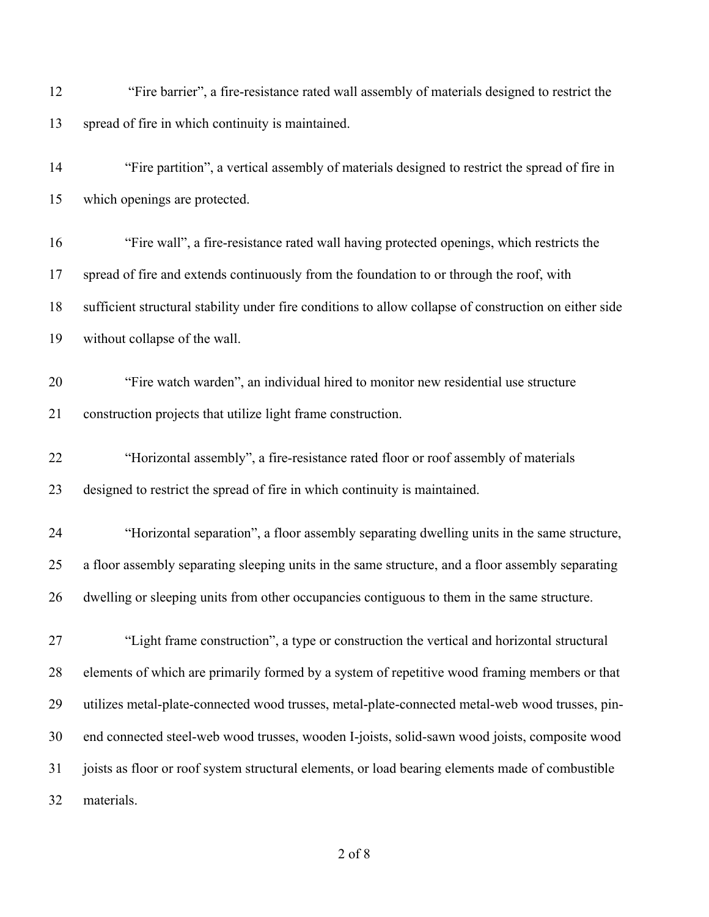"Fire barrier", a fire-resistance rated wall assembly of materials designed to restrict the spread of fire in which continuity is maintained.

"Fire partition", a vertical assembly of materials designed to restrict the spread of fire in which openings are protected.

"Fire wall", a fire-resistance rated wall having protected openings, which restricts the spread of fire and extends continuously from the foundation to or through the roof, with sufficient structural stability under fire conditions to allow collapse of construction on either side without collapse of the wall.

"Fire watch warden", an individual hired to monitor new residential use structure construction projects that utilize light frame construction.

"Horizontal assembly", a fire-resistance rated floor or roof assembly of materials designed to restrict the spread of fire in which continuity is maintained.

"Horizontal separation", a floor assembly separating dwelling units in the same structure, a floor assembly separating sleeping units in the same structure, and a floor assembly separating dwelling or sleeping units from other occupancies contiguous to them in the same structure.

"Light frame construction", a type or construction the vertical and horizontal structural elements of which are primarily formed by a system of repetitive wood framing members or that utilizes metal-plate-connected wood trusses, metal-plate-connected metal-web wood trusses, pin-end connected steel-web wood trusses, wooden I-joists, solid-sawn wood joists, composite wood joists as floor or roof system structural elements, or load bearing elements made of combustible materials.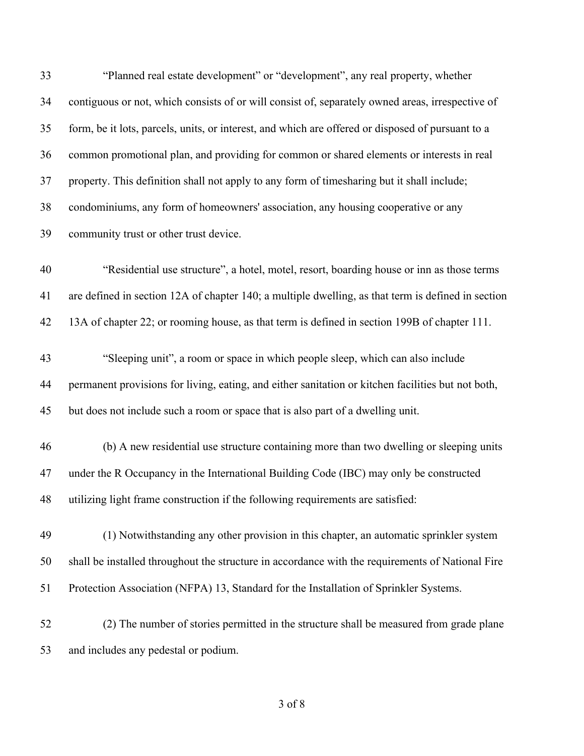"Planned real estate development" or "development", any real property, whether contiguous or not, which consists of or will consist of, separately owned areas, irrespective of form, be it lots, parcels, units, or interest, and which are offered or disposed of pursuant to a common promotional plan, and providing for common or shared elements or interests in real property. This definition shall not apply to any form of timesharing but it shall include; condominiums, any form of homeowners' association, any housing cooperative or any community trust or other trust device.

"Residential use structure", a hotel, motel, resort, boarding house or inn as those terms are defined in section 12A of chapter 140; a multiple dwelling, as that term is defined in section 13A of chapter 22; or rooming house, as that term is defined in section 199B of chapter 111.

"Sleeping unit", a room or space in which people sleep, which can also include permanent provisions for living, eating, and either sanitation or kitchen facilities but not both, but does not include such a room or space that is also part of a dwelling unit.

(b) A new residential use structure containing more than two dwelling or sleeping units under the R Occupancy in the International Building Code (IBC) may only be constructed utilizing light frame construction if the following requirements are satisfied:

(1) Notwithstanding any other provision in this chapter, an automatic sprinkler system shall be installed throughout the structure in accordance with the requirements of National Fire Protection Association (NFPA) 13, Standard for the Installation of Sprinkler Systems.

(2) The number of stories permitted in the structure shall be measured from grade plane and includes any pedestal or podium.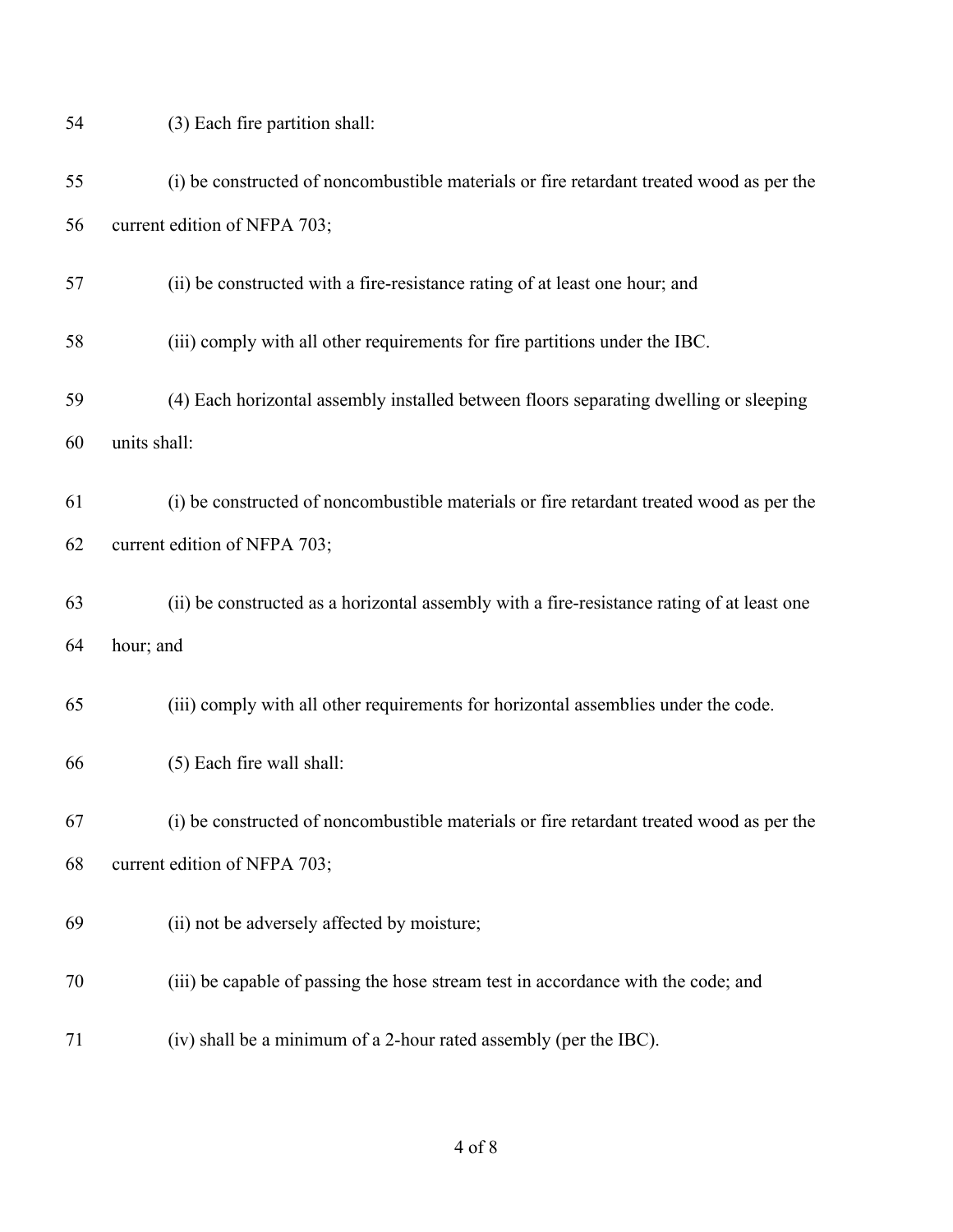(3) Each fire partition shall:

(i) be constructed of noncombustible materials or fire retardant treated wood as per the current edition of NFPA 703;

(ii) be constructed with a fire-resistance rating of at least one hour; and

(iii) comply with all other requirements for fire partitions under the IBC.

(4) Each horizontal assembly installed between floors separating dwelling or sleeping units shall:

(i) be constructed of noncombustible materials or fire retardant treated wood as per the current edition of NFPA 703;

(ii) be constructed as a horizontal assembly with a fire-resistance rating of at least one hour; and

(iii) comply with all other requirements for horizontal assemblies under the code.

(5) Each fire wall shall:

(i) be constructed of noncombustible materials or fire retardant treated wood as per the current edition of NFPA 703;

(ii) not be adversely affected by moisture;

(iii) be capable of passing the hose stream test in accordance with the code; and

(iv) shall be a minimum of a 2-hour rated assembly (per the IBC).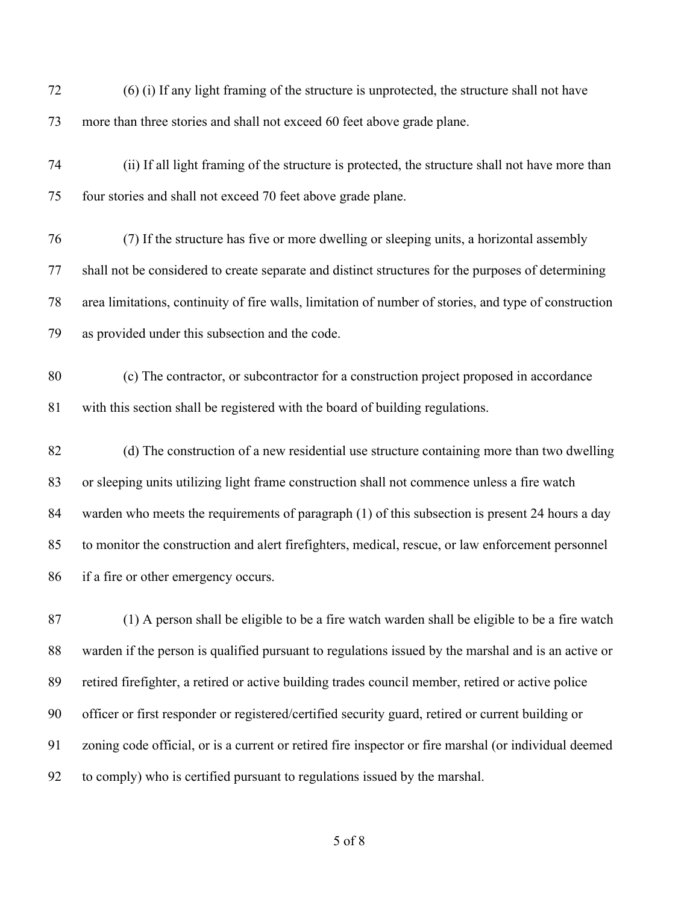(6) (i) If any light framing of the structure is unprotected, the structure shall not have more than three stories and shall not exceed 60 feet above grade plane.

(ii) If all light framing of the structure is protected, the structure shall not have more than four stories and shall not exceed 70 feet above grade plane.

(7) If the structure has five or more dwelling or sleeping units, a horizontal assembly shall not be considered to create separate and distinct structures for the purposes of determining area limitations, continuity of fire walls, limitation of number of stories, and type of construction as provided under this subsection and the code.

(c) The contractor, or subcontractor for a construction project proposed in accordance with this section shall be registered with the board of building regulations.

(d) The construction of a new residential use structure containing more than two dwelling or sleeping units utilizing light frame construction shall not commence unless a fire watch warden who meets the requirements of paragraph (1) of this subsection is present 24 hours a day to monitor the construction and alert firefighters, medical, rescue, or law enforcement personnel if a fire or other emergency occurs.

(1) A person shall be eligible to be a fire watch warden shall be eligible to be a fire watch warden if the person is qualified pursuant to regulations issued by the marshal and is an active or retired firefighter, a retired or active building trades council member, retired or active police officer or first responder or registered/certified security guard, retired or current building or zoning code official, or is a current or retired fire inspector or fire marshal (or individual deemed to comply) who is certified pursuant to regulations issued by the marshal.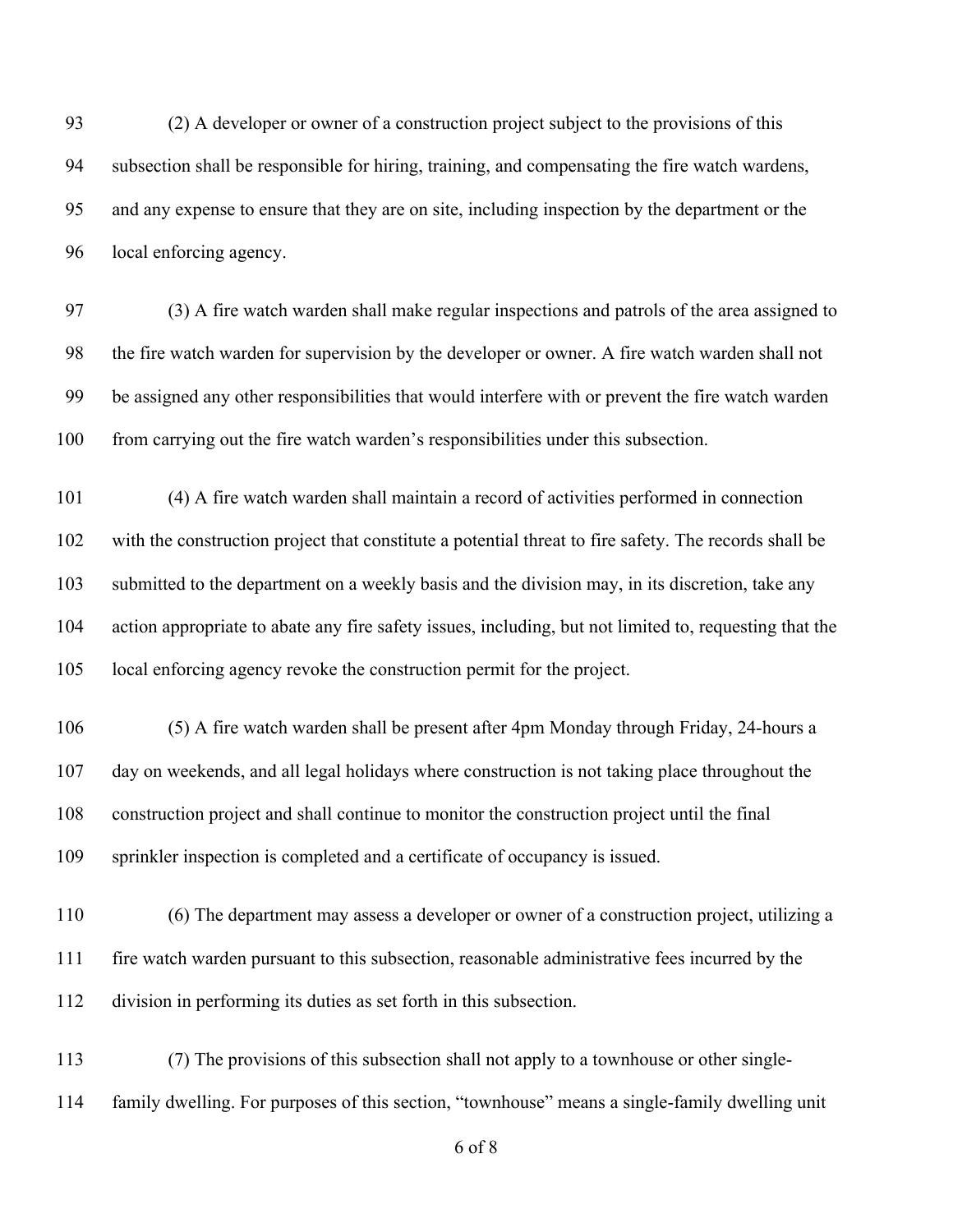(2) A developer or owner of a construction project subject to the provisions of this subsection shall be responsible for hiring, training, and compensating the fire watch wardens, and any expense to ensure that they are on site, including inspection by the department or the local enforcing agency.

(3) A fire watch warden shall make regular inspections and patrols of the area assigned to the fire watch warden for supervision by the developer or owner. A fire watch warden shall not be assigned any other responsibilities that would interfere with or prevent the fire watch warden from carrying out the fire watch warden's responsibilities under this subsection.

(4) A fire watch warden shall maintain a record of activities performed in connection with the construction project that constitute a potential threat to fire safety. The records shall be submitted to the department on a weekly basis and the division may, in its discretion, take any action appropriate to abate any fire safety issues, including, but not limited to, requesting that the local enforcing agency revoke the construction permit for the project.

(5) A fire watch warden shall be present after 4pm Monday through Friday, 24-hours a day on weekends, and all legal holidays where construction is not taking place throughout the construction project and shall continue to monitor the construction project until the final sprinkler inspection is completed and a certificate of occupancy is issued.

(6) The department may assess a developer or owner of a construction project, utilizing a fire watch warden pursuant to this subsection, reasonable administrative fees incurred by the division in performing its duties as set forth in this subsection.

(7) The provisions of this subsection shall not apply to a townhouse or other single-family dwelling. For purposes of this section, "townhouse" means a single-family dwelling unit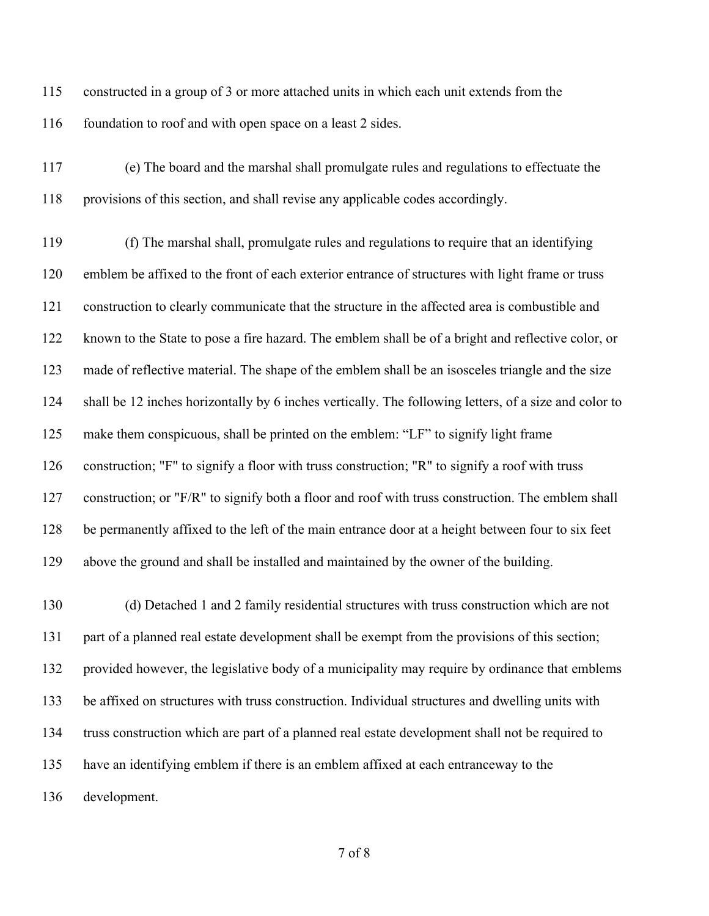constructed in a group of 3 or more attached units in which each unit extends from the foundation to roof and with open space on a least 2 sides.

(e) The board and the marshal shall promulgate rules and regulations to effectuate the provisions of this section, and shall revise any applicable codes accordingly.

(f) The marshal shall, promulgate rules and regulations to require that an identifying emblem be affixed to the front of each exterior entrance of structures with light frame or truss construction to clearly communicate that the structure in the affected area is combustible and known to the State to pose a fire hazard. The emblem shall be of a bright and reflective color, or made of reflective material. The shape of the emblem shall be an isosceles triangle and the size shall be 12 inches horizontally by 6 inches vertically. The following letters, of a size and color to make them conspicuous, shall be printed on the emblem: “LF” to signify light frame construction; "F" to signify a floor with truss construction; "R" to signify a roof with truss construction; or "F/R" to signify both a floor and roof with truss construction. The emblem shall be permanently affixed to the left of the main entrance door at a height between four to six feet above the ground and shall be installed and maintained by the owner of the building.

(d) Detached 1 and 2 family residential structures with truss construction which are not part of a planned real estate development shall be exempt from the provisions of this section; provided however, the legislative body of a municipality may require by ordinance that emblems be affixed on structures with truss construction. Individual structures and dwelling units with truss construction which are part of a planned real estate development shall not be required to have an identifying emblem if there is an emblem affixed at each entranceway to the development.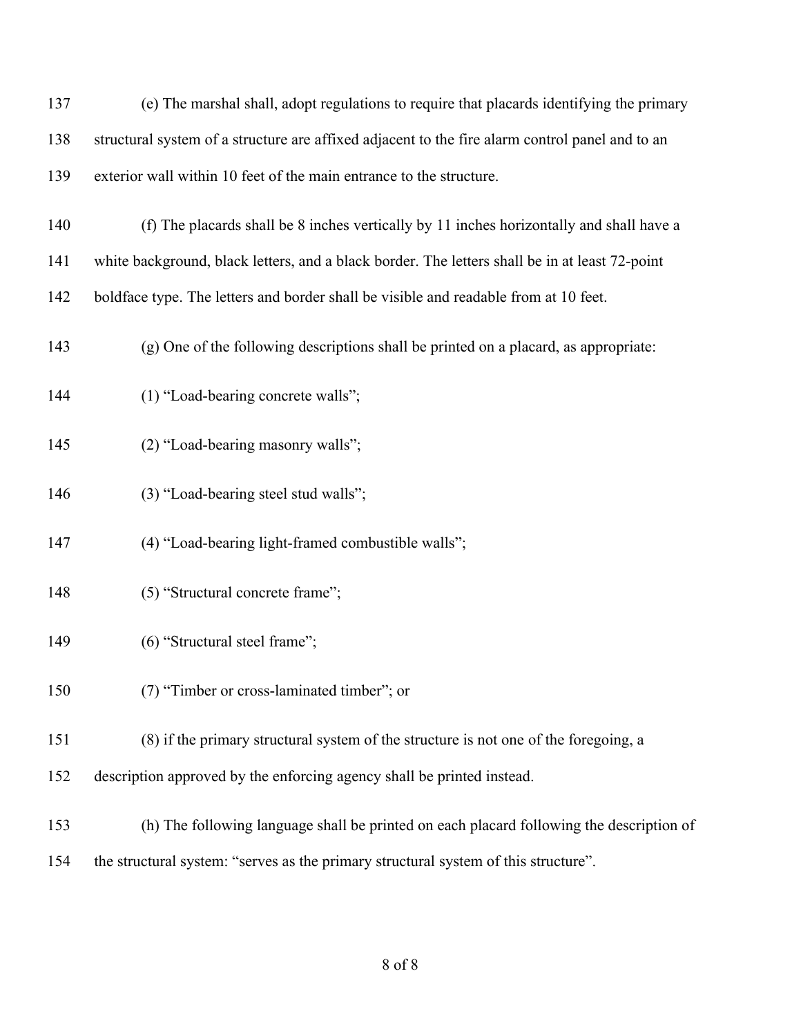(e) The marshal shall, adopt regulations to require that placards identifying the primary structural system of a structure are affixed adjacent to the fire alarm control panel and to an exterior wall within 10 feet of the main entrance to the structure.

(f) The placards shall be 8 inches vertically by 11 inches horizontally and shall have a white background, black letters, and a black border. The letters shall be in at least 72-point boldface type. The letters and border shall be visible and readable from at 10 feet.

(g) One of the following descriptions shall be printed on a placard, as appropriate:

(1) "Load-bearing concrete walls";

(2) "Load-bearing masonry walls";

(3) "Load-bearing steel stud walls";

(4) "Load-bearing light-framed combustible walls";

(5) "Structural concrete frame";

(6) "Structural steel frame";

(7) "Timber or cross-laminated timber"; or

(8) if the primary structural system of the structure is not one of the foregoing, a description approved by the enforcing agency shall be printed instead.

(h) The following language shall be printed on each placard following the description of the structural system: "serves as the primary structural system of this structure".